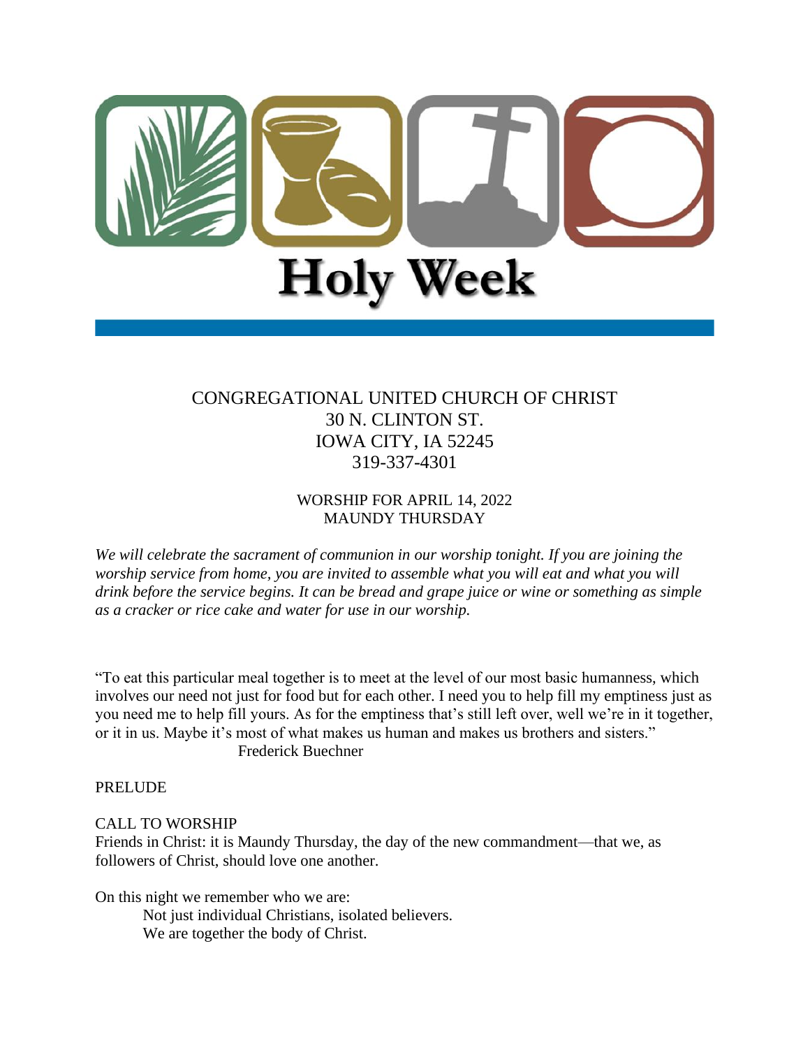# Holy Week

CONGREGATIONAL UNITED CHURCH OF CHRIST
30 N. CLINTON ST.
IOWA CITY, IA 52245
319-337-4301

WORSHIP FOR APRIL 14, 2022
MAUNDY THURSDAY

*We will celebrate the sacrament of communion in our worship tonight. If you are joining the worship service from home, you are invited to assemble what you will eat and what you will drink before the service begins. It can be bread and grape juice or wine or something as simple as a cracker or rice cake and water for use in our worship.*

"To eat this particular meal together is to meet at the level of our most basic humanness, which involves our need not just for food but for each other. I need you to help fill my emptiness just as you need me to help fill yours. As for the emptiness that's still left over, well we're in it together, or it in us. Maybe it's most of what makes us human and makes us brothers and sisters."
Frederick Buechner

PRELUDE

CALL TO WORSHIP

Friends in Christ: it is Maundy Thursday, the day of the new commandment—that we, as followers of Christ, should love one another.

On this night we remember who we are:

Not just individual Christians, isolated believers.
We are together the body of Christ.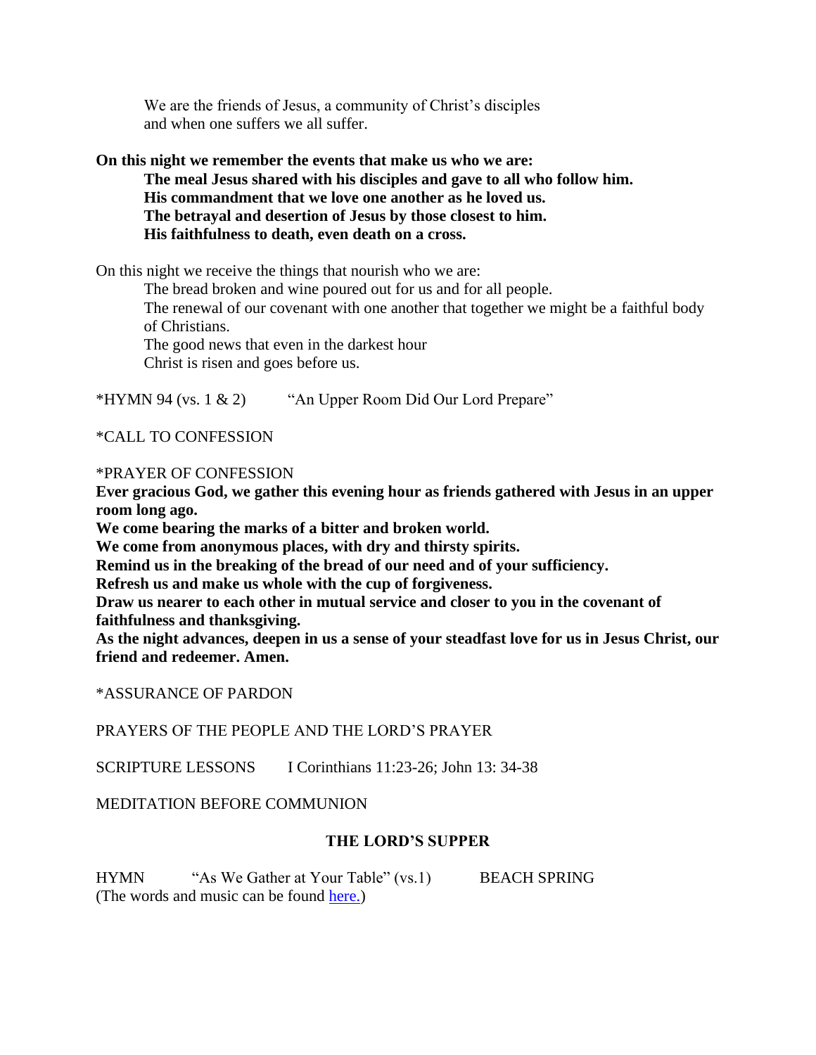We are the friends of Jesus, a community of Christ's disciples
and when one suffers we all suffer.

**On this night we remember the events that make us who we are:**
**The meal Jesus shared with his disciples and gave to all who follow him.**
**His commandment that we love one another as he loved us.**
**The betrayal and desertion of Jesus by those closest to him.**
**His faithfulness to death, even death on a cross.**

On this night we receive the things that nourish who we are:
The bread broken and wine poured out for us and for all people.
The renewal of our covenant with one another that together we might be a faithful body of Christians.
The good news that even in the darkest hour
Christ is risen and goes before us.

*HYMN 94 (vs. 1 & 2) "An Upper Room Did Our Lord Prepare"

*CALL TO CONFESSION

*PRAYER OF CONFESSION

**Ever gracious God, we gather this evening hour as friends gathered with Jesus in an upper room long ago.**
**We come bearing the marks of a bitter and broken world.**
**We come from anonymous places, with dry and thirsty spirits.**
**Remind us in the breaking of the bread of our need and of your sufficiency.**
**Refresh us and make us whole with the cup of forgiveness.**
**Draw us nearer to each other in mutual service and closer to you in the covenant of faithfulness and thanksgiving.**
**As the night advances, deepen in us a sense of your steadfast love for us in Jesus Christ, our friend and redeemer. Amen.**

*ASSURANCE OF PARDON

PRAYERS OF THE PEOPLE AND THE LORD'S PRAYER

SCRIPTURE LESSONS I Corinthians 11:23-26; John 13: 34-38

MEDITATION BEFORE COMMUNION

## THE LORD'S SUPPER

HYMN "As We Gather at Your Table" (vs.1) BEACH SPRING
(The words and music can be found here.)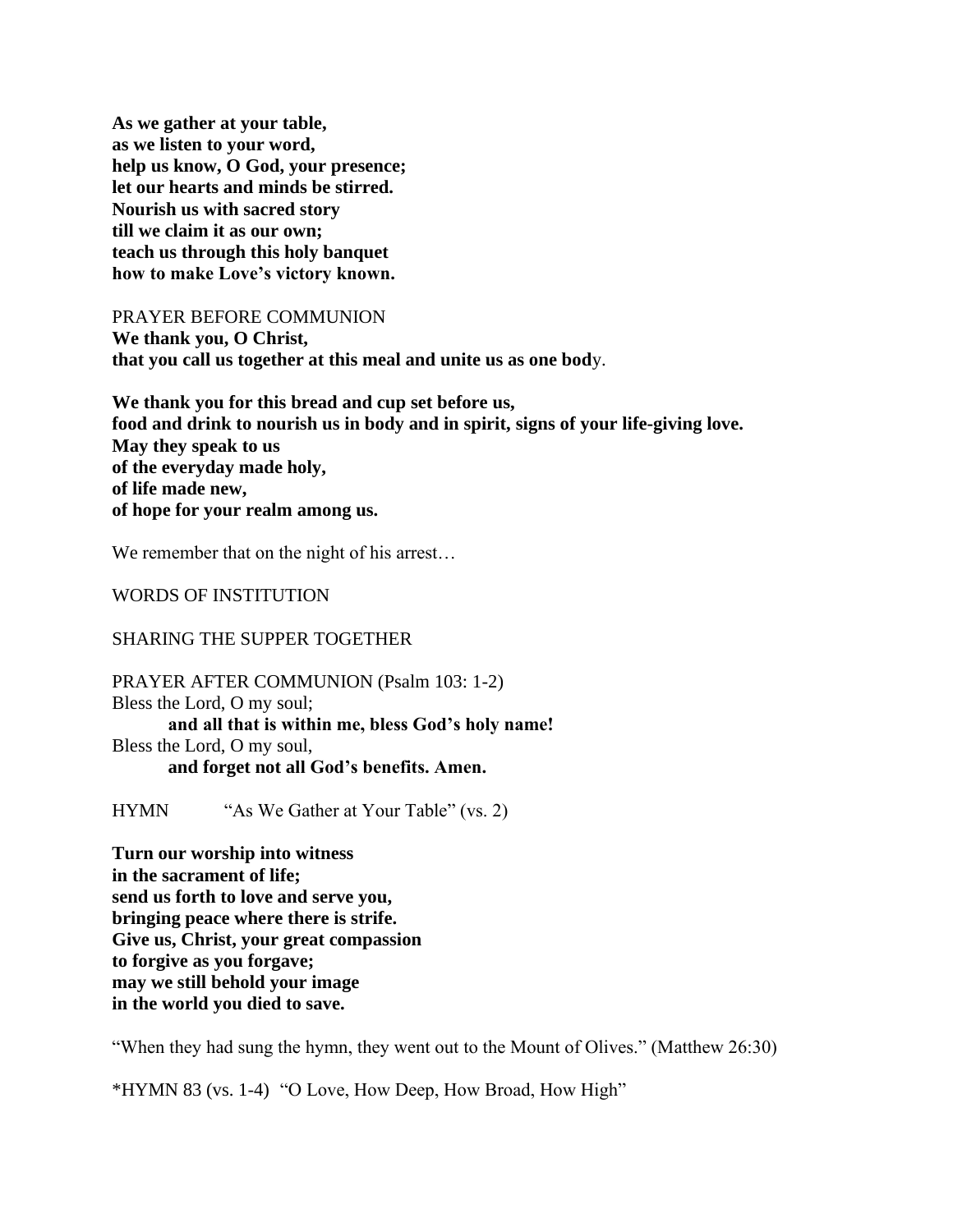**As we gather at your table,**
**as we listen to your word,**
**help us know, O God, your presence;**
**let our hearts and minds be stirred.**
**Nourish us with sacred story**
**till we claim it as our own;**
**teach us through this holy banquet**
**how to make Love's victory known.**

PRAYER BEFORE COMMUNION
**We thank you, O Christ,**
**that you call us together at this meal and unite us as one bod**y.

**We thank you for this bread and cup set before us,**
**food and drink to nourish us in body and in spirit, signs of your life-giving love.**
**May they speak to us**
**of the everyday made holy,**
**of life made new,**
**of hope for your realm among us.**

We remember that on the night of his arrest…

WORDS OF INSTITUTION

SHARING THE SUPPER TOGETHER

PRAYER AFTER COMMUNION (Psalm 103: 1-2)
Bless the Lord, O my soul;
**and all that is within me, bless God's holy name!**
Bless the Lord, O my soul,
**and forget not all God's benefits. Amen.**

HYMN "As We Gather at Your Table" (vs. 2)

**Turn our worship into witness**
**in the sacrament of life;**
**send us forth to love and serve you,**
**bringing peace where there is strife.**
**Give us, Christ, your great compassion**
**to forgive as you forgave;**
**may we still behold your image**
**in the world you died to save.**

"When they had sung the hymn, they went out to the Mount of Olives." (Matthew 26:30)

*HYMN 83 (vs. 1-4) "O Love, How Deep, How Broad, How High"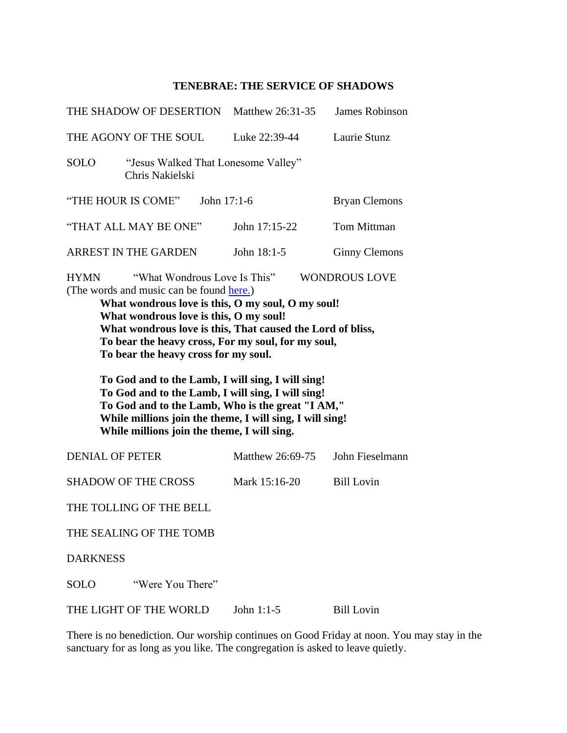## TENEBRAE: THE SERVICE OF SHADOWS

THE SHADOW OF DESERTION Matthew 26:31-35 James Robinson

THE AGONY OF THE SOUL Luke 22:39-44 Laurie Stunz

SOLO "Jesus Walked That Lonesome Valley"
Chris Nakielski

"THE HOUR IS COME" John 17:1-6 Bryan Clemons

"THAT ALL MAY BE ONE" John 17:15-22 Tom Mittman

ARREST IN THE GARDEN John 18:1-5 Ginny Clemons

HYMN "What Wondrous Love Is This" WONDROUS LOVE
(The words and music can be found here.)

**What wondrous love is this, O my soul, O my soul!**
**What wondrous love is this, O my soul!**
**What wondrous love is this, That caused the Lord of bliss,**
**To bear the heavy cross, For my soul, for my soul,**
**To bear the heavy cross for my soul.**

**To God and to the Lamb, I will sing, I will sing!**
**To God and to the Lamb, I will sing, I will sing!**
**To God and to the Lamb, Who is the great "I AM,"**
**While millions join the theme, I will sing, I will sing!**
**While millions join the theme, I will sing.**

DENIAL OF PETER Matthew 26:69-75 John Fieselmann

SHADOW OF THE CROSS Mark 15:16-20 Bill Lovin

THE TOLLING OF THE BELL

THE SEALING OF THE TOMB

DARKNESS

SOLO "Were You There"

THE LIGHT OF THE WORLD John 1:1-5 Bill Lovin

There is no benediction. Our worship continues on Good Friday at noon. You may stay in the sanctuary for as long as you like. The congregation is asked to leave quietly.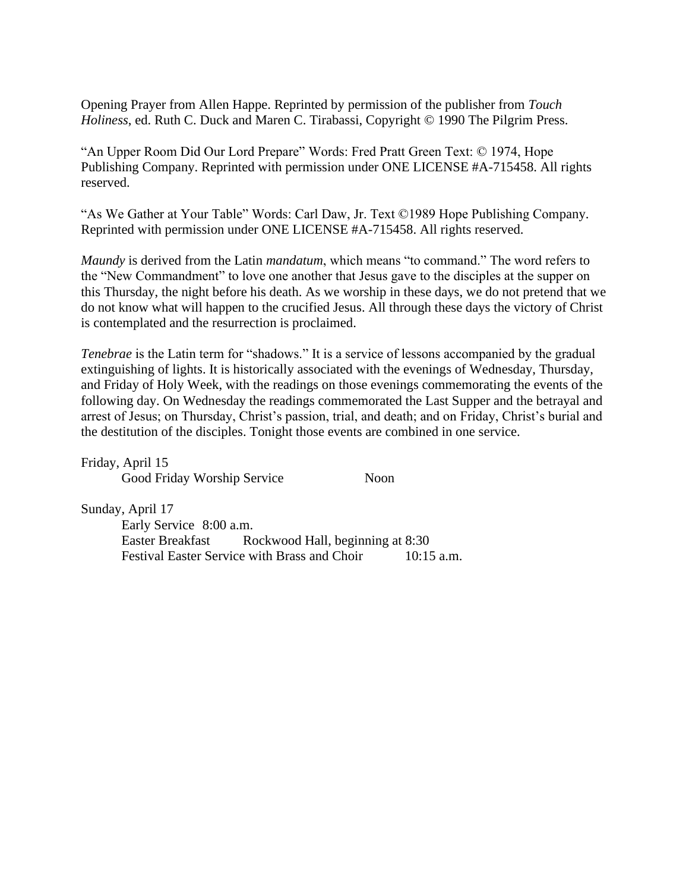Opening Prayer from Allen Happe. Reprinted by permission of the publisher from *Touch Holiness*, ed. Ruth C. Duck and Maren C. Tirabassi, Copyright © 1990 The Pilgrim Press.

"An Upper Room Did Our Lord Prepare" Words: Fred Pratt Green Text: © 1974, Hope Publishing Company. Reprinted with permission under ONE LICENSE #A-715458. All rights reserved.

"As We Gather at Your Table" Words: Carl Daw, Jr. Text ©1989 Hope Publishing Company. Reprinted with permission under ONE LICENSE #A-715458. All rights reserved.

*Maundy* is derived from the Latin *mandatum*, which means "to command." The word refers to the "New Commandment" to love one another that Jesus gave to the disciples at the supper on this Thursday, the night before his death. As we worship in these days, we do not pretend that we do not know what will happen to the crucified Jesus. All through these days the victory of Christ is contemplated and the resurrection is proclaimed.

*Tenebrae* is the Latin term for "shadows." It is a service of lessons accompanied by the gradual extinguishing of lights. It is historically associated with the evenings of Wednesday, Thursday, and Friday of Holy Week, with the readings on those evenings commemorating the events of the following day. On Wednesday the readings commemorated the Last Supper and the betrayal and arrest of Jesus; on Thursday, Christ's passion, trial, and death; and on Friday, Christ's burial and the destitution of the disciples. Tonight those events are combined in one service.

Friday, April 15
  Good Friday Worship Service  Noon

Sunday, April 17
  Early Service  8:00 a.m.
  Easter Breakfast  Rockwood Hall, beginning at 8:30
  Festival Easter Service with Brass and Choir  10:15 a.m.